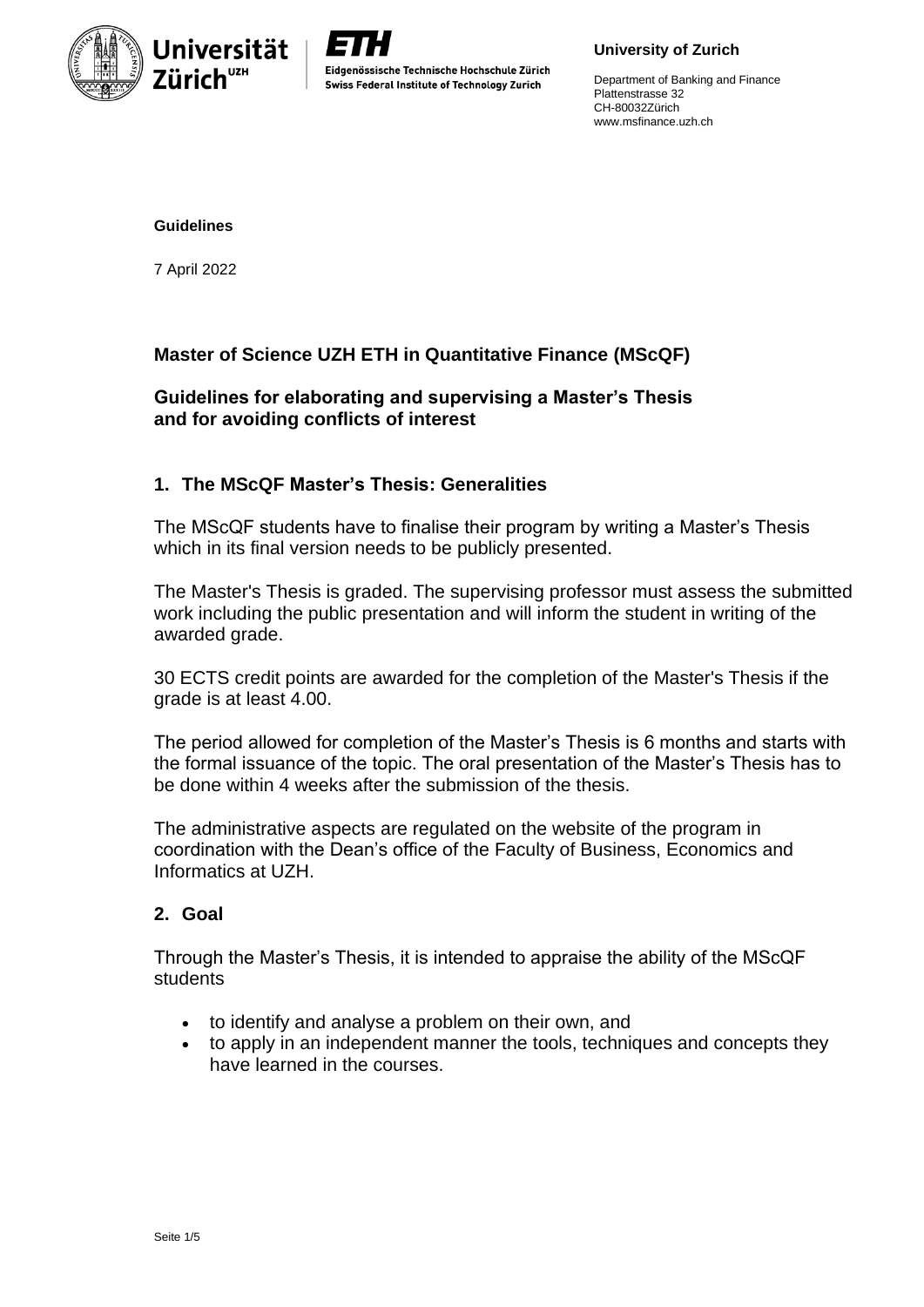University of Zurich

Department of Banking and Finance
Plattenstrasse 32
CH-80032Zürich
www.msfinance.uzh.ch

**Guidelines**

7 April 2022

## Master of Science UZH ETH in Quantitative Finance (MScQF)

### Guidelines for elaborating and supervising a Master's Thesis and for avoiding conflicts of interest

## 1. The MScQF Master's Thesis: Generalities

The MScQF students have to finalise their program by writing a Master's Thesis which in its final version needs to be publicly presented.

The Master's Thesis is graded. The supervising professor must assess the submitted work including the public presentation and will inform the student in writing of the awarded grade.

30 ECTS credit points are awarded for the completion of the Master's Thesis if the grade is at least 4.00.

The period allowed for completion of the Master's Thesis is 6 months and starts with the formal issuance of the topic. The oral presentation of the Master's Thesis has to be done within 4 weeks after the submission of the thesis.

The administrative aspects are regulated on the website of the program in coordination with the Dean's office of the Faculty of Business, Economics and Informatics at UZH.

## 2. Goal

Through the Master's Thesis, it is intended to appraise the ability of the MScQF students

- to identify and analyse a problem on their own, and
- to apply in an independent manner the tools, techniques and concepts they have learned in the courses.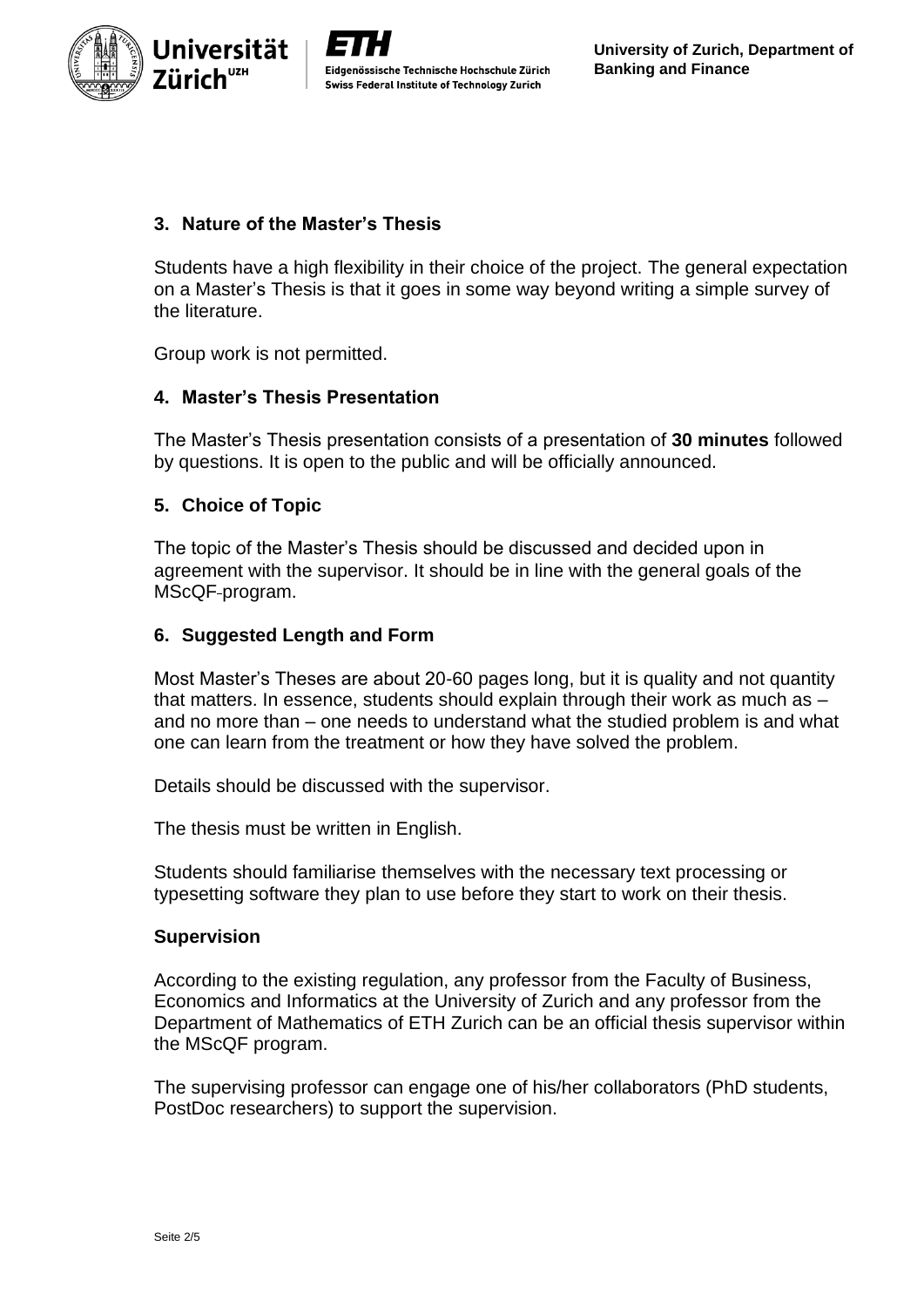## 3. Nature of the Master's Thesis

Students have a high flexibility in their choice of the project. The general expectation on a Master's Thesis is that it goes in some way beyond writing a simple survey of the literature.

Group work is not permitted.

## 4. Master's Thesis Presentation

The Master's Thesis presentation consists of a presentation of **30 minutes** followed by questions. It is open to the public and will be officially announced.

## 5. Choice of Topic

The topic of the Master's Thesis should be discussed and decided upon in agreement with the supervisor. It should be in line with the general goals of the MScQF-program.

## 6. Suggested Length and Form

Most Master's Theses are about 20-60 pages long, but it is quality and not quantity that matters. In essence, students should explain through their work as much as – and no more than – one needs to understand what the studied problem is and what one can learn from the treatment or how they have solved the problem.

Details should be discussed with the supervisor.

The thesis must be written in English.

Students should familiarise themselves with the necessary text processing or typesetting software they plan to use before they start to work on their thesis.

### Supervision

According to the existing regulation, any professor from the Faculty of Business, Economics and Informatics at the University of Zurich and any professor from the Department of Mathematics of ETH Zurich can be an official thesis supervisor within the MScQF program.

The supervising professor can engage one of his/her collaborators (PhD students, PostDoc researchers) to support the supervision.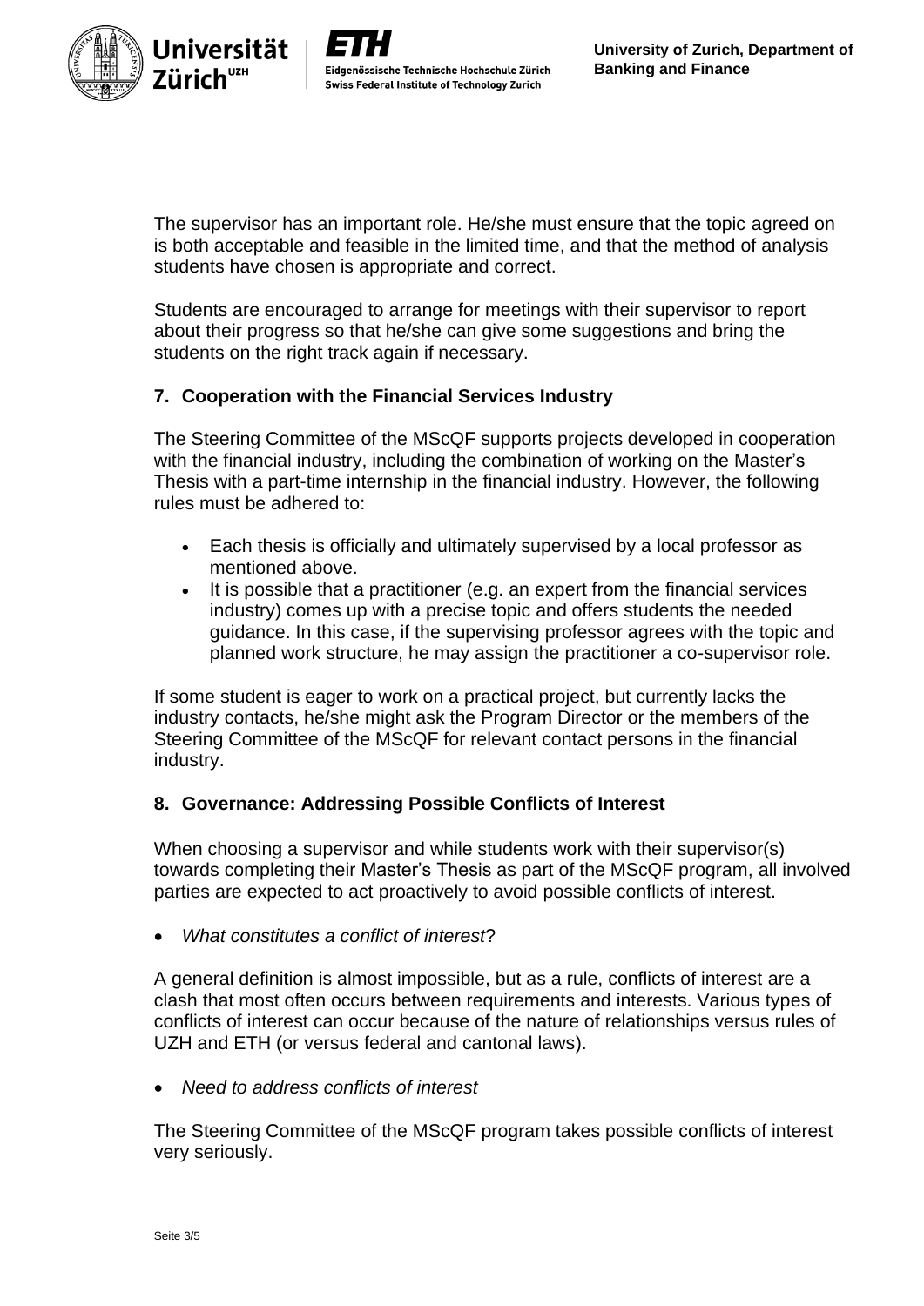The supervisor has an important role. He/she must ensure that the topic agreed on is both acceptable and feasible in the limited time, and that the method of analysis students have chosen is appropriate and correct.

Students are encouraged to arrange for meetings with their supervisor to report about their progress so that he/she can give some suggestions and bring the students on the right track again if necessary.

## 7. Cooperation with the Financial Services Industry

The Steering Committee of the MScQF supports projects developed in cooperation with the financial industry, including the combination of working on the Master's Thesis with a part-time internship in the financial industry. However, the following rules must be adhered to:

- Each thesis is officially and ultimately supervised by a local professor as mentioned above.
- It is possible that a practitioner (e.g. an expert from the financial services industry) comes up with a precise topic and offers students the needed guidance. In this case, if the supervising professor agrees with the topic and planned work structure, he may assign the practitioner a co-supervisor role.

If some student is eager to work on a practical project, but currently lacks the industry contacts, he/she might ask the Program Director or the members of the Steering Committee of the MScQF for relevant contact persons in the financial industry.

## 8. Governance: Addressing Possible Conflicts of Interest

When choosing a supervisor and while students work with their supervisor(s) towards completing their Master's Thesis as part of the MScQF program, all involved parties are expected to act proactively to avoid possible conflicts of interest.

- *What constitutes a conflict of interest*?

A general definition is almost impossible, but as a rule, conflicts of interest are a clash that most often occurs between requirements and interests. Various types of conflicts of interest can occur because of the nature of relationships versus rules of UZH and ETH (or versus federal and cantonal laws).

- *Need to address conflicts of interest*

The Steering Committee of the MScQF program takes possible conflicts of interest very seriously.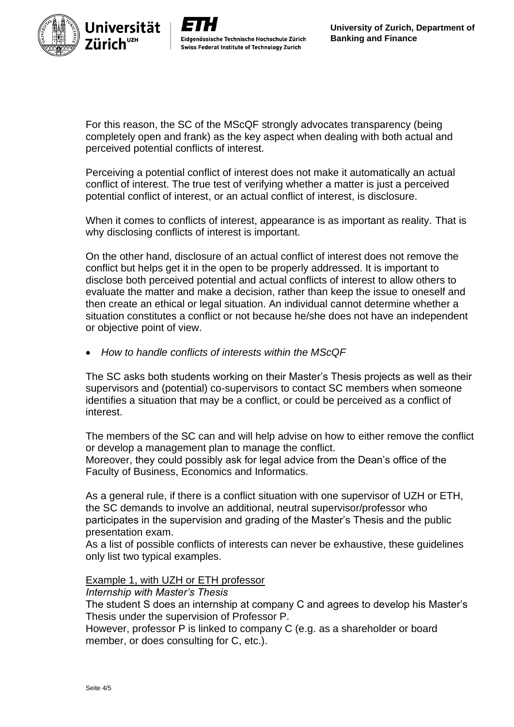For this reason, the SC of the MScQF strongly advocates transparency (being completely open and frank) as the key aspect when dealing with both actual and perceived potential conflicts of interest.

Perceiving a potential conflict of interest does not make it automatically an actual conflict of interest. The true test of verifying whether a matter is just a perceived potential conflict of interest, or an actual conflict of interest, is disclosure.

When it comes to conflicts of interest, appearance is as important as reality. That is why disclosing conflicts of interest is important.

On the other hand, disclosure of an actual conflict of interest does not remove the conflict but helps get it in the open to be properly addressed. It is important to disclose both perceived potential and actual conflicts of interest to allow others to evaluate the matter and make a decision, rather than keep the issue to oneself and then create an ethical or legal situation. An individual cannot determine whether a situation constitutes a conflict or not because he/she does not have an independent or objective point of view.

- *How to handle conflicts of interests within the MScQF*

The SC asks both students working on their Master's Thesis projects as well as their supervisors and (potential) co-supervisors to contact SC members when someone identifies a situation that may be a conflict, or could be perceived as a conflict of interest.

The members of the SC can and will help advise on how to either remove the conflict or develop a management plan to manage the conflict.
Moreover, they could possibly ask for legal advice from the Dean's office of the Faculty of Business, Economics and Informatics.

As a general rule, if there is a conflict situation with one supervisor of UZH or ETH, the SC demands to involve an additional, neutral supervisor/professor who participates in the supervision and grading of the Master's Thesis and the public presentation exam.
As a list of possible conflicts of interests can never be exhaustive, these guidelines only list two typical examples.

<u>Example 1, with UZH or ETH professor</u>
*Internship with Master's Thesis*
The student S does an internship at company C and agrees to develop his Master's Thesis under the supervision of Professor P.
However, professor P is linked to company C (e.g. as a shareholder or board member, or does consulting for C, etc.).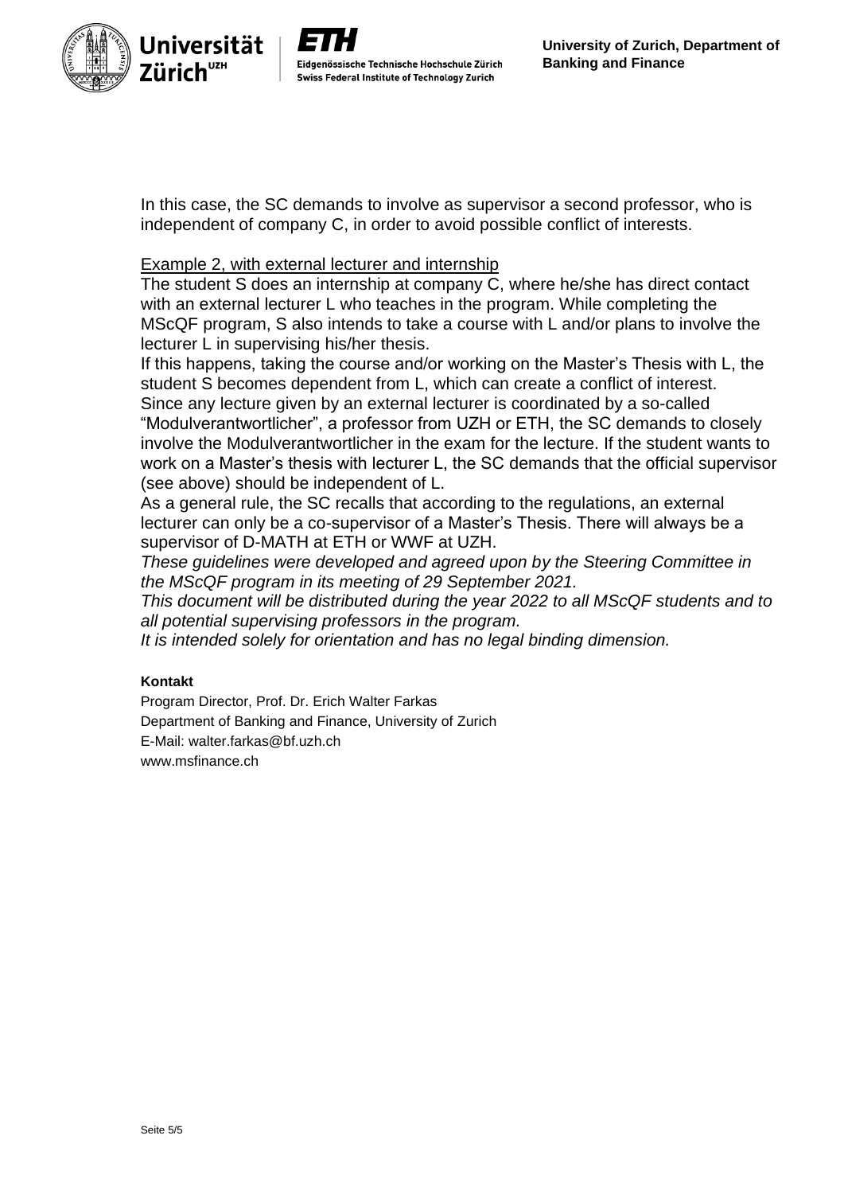In this case, the SC demands to involve as supervisor a second professor, who is independent of company C, in order to avoid possible conflict of interests.

Example 2, with external lecturer and internship

The student S does an internship at company C, where he/she has direct contact with an external lecturer L who teaches in the program. While completing the MScQF program, S also intends to take a course with L and/or plans to involve the lecturer L in supervising his/her thesis.

If this happens, taking the course and/or working on the Master's Thesis with L, the student S becomes dependent from L, which can create a conflict of interest.

Since any lecture given by an external lecturer is coordinated by a so-called "Modulverantwortlicher", a professor from UZH or ETH, the SC demands to closely involve the Modulverantwortlicher in the exam for the lecture. If the student wants to work on a Master's thesis with lecturer L, the SC demands that the official supervisor (see above) should be independent of L.

As a general rule, the SC recalls that according to the regulations, an external lecturer can only be a co-supervisor of a Master's Thesis. There will always be a supervisor of D-MATH at ETH or WWF at UZH.

*These guidelines were developed and agreed upon by the Steering Committee in the MScQF program in its meeting of 29 September 2021.*

*This document will be distributed during the year 2022 to all MScQF students and to all potential supervising professors in the program.*

*It is intended solely for orientation and has no legal binding dimension.*

**Kontakt**

Program Director, Prof. Dr. Erich Walter Farkas
Department of Banking and Finance, University of Zurich
E-Mail: walter.farkas@bf.uzh.ch
www.msfinance.ch